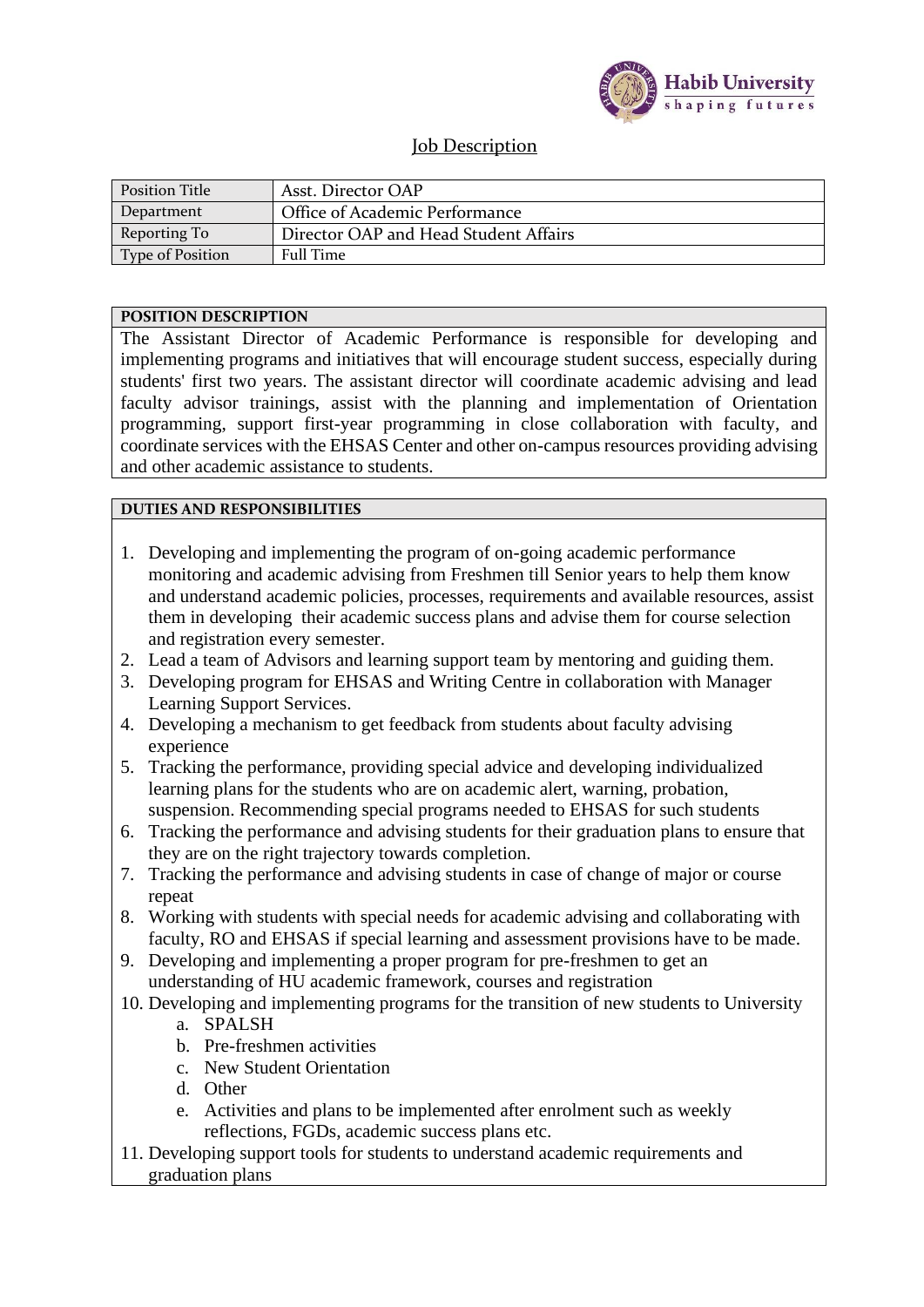# Job Description

| Position Title | Asst. Director OAP |
|---|---|
| Department | Office of Academic Performance |
| Reporting To | Director OAP and Head Student Affairs |
| Type of Position | Full Time |

## POSITION DESCRIPTION

The Assistant Director of Academic Performance is responsible for developing and implementing programs and initiatives that will encourage student success, especially during students' first two years. The assistant director will coordinate academic advising and lead faculty advisor trainings, assist with the planning and implementation of Orientation programming, support first-year programming in close collaboration with faculty, and coordinate services with the EHSAS Center and other on-campus resources providing advising and other academic assistance to students.

## DUTIES AND RESPONSIBILITIES

1. Developing and implementing the program of on-going academic performance monitoring and academic advising from Freshmen till Senior years to help them know and understand academic policies, processes, requirements and available resources, assist them in developing their academic success plans and advise them for course selection and registration every semester.
2. Lead a team of Advisors and learning support team by mentoring and guiding them.
3. Developing program for EHSAS and Writing Centre in collaboration with Manager Learning Support Services.
4. Developing a mechanism to get feedback from students about faculty advising experience
5. Tracking the performance, providing special advice and developing individualized learning plans for the students who are on academic alert, warning, probation, suspension. Recommending special programs needed to EHSAS for such students
6. Tracking the performance and advising students for their graduation plans to ensure that they are on the right trajectory towards completion.
7. Tracking the performance and advising students in case of change of major or course repeat
8. Working with students with special needs for academic advising and collaborating with faculty, RO and EHSAS if special learning and assessment provisions have to be made.
9. Developing and implementing a proper program for pre-freshmen to get an understanding of HU academic framework, courses and registration
10. Developing and implementing programs for the transition of new students to University
    a. SPALSH
    b. Pre-freshmen activities
    c. New Student Orientation
    d. Other
    e. Activities and plans to be implemented after enrolment such as weekly reflections, FGDs, academic success plans etc.
11. Developing support tools for students to understand academic requirements and graduation plans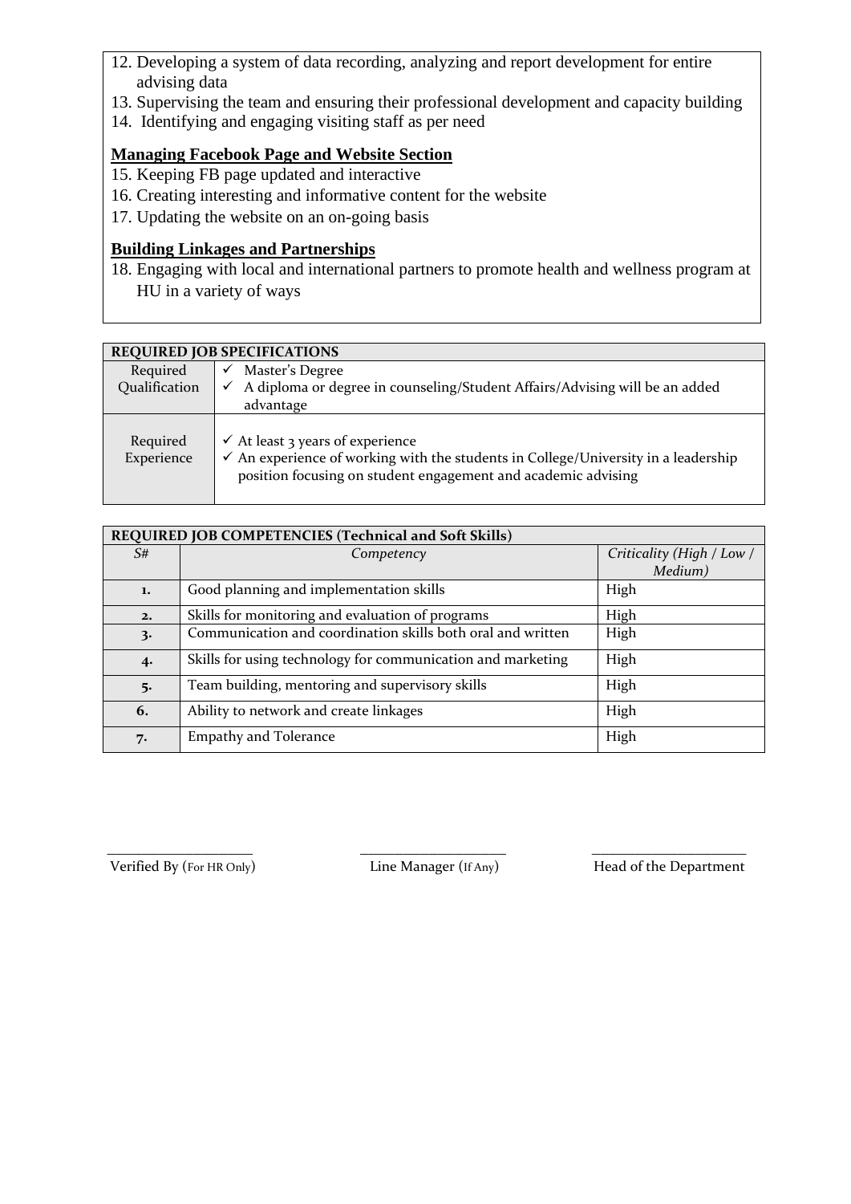12. Developing a system of data recording, analyzing and report development for entire advising data
13. Supervising the team and ensuring their professional development and capacity building
14. Identifying and engaging visiting staff as per need

**Managing Facebook Page and Website Section**

15. Keeping FB page updated and interactive
16. Creating interesting and informative content for the website
17. Updating the website on an on-going basis

**Building Linkages and Partnerships**

18. Engaging with local and international partners to promote health and wellness program at HU in a variety of ways

| REQUIRED JOB SPECIFICATIONS | |
|---|---|
| Required Qualification | ✓ Master's Degree<br>✓ A diploma or degree in counseling/Student Affairs/Advising will be an added advantage |
| Required Experience | ✓ At least 3 years of experience<br>✓ An experience of working with the students in College/University in a leadership position focusing on student engagement and academic advising |

**REQUIRED JOB COMPETENCIES (Technical and Soft Skills)**

| *S#* | *Competency* | *Criticality (High / Low / Medium)* |
|---|---|---|
| 1. | Good planning and implementation skills | High |
| 2. | Skills for monitoring and evaluation of programs | High |
| 3. | Communication and coordination skills both oral and written | High |
| 4. | Skills for using technology for communication and marketing | High |
| 5. | Team building, mentoring and supervisory skills | High |
| 6. | Ability to network and create linkages | High |
| 7. | Empathy and Tolerance | High |

Verified By (For HR Only) \_\_\_\_\_\_\_\_\_\_\_\_\_\_\_\_\_\_\_\_

Line Manager (If Any) \_\_\_\_\_\_\_\_\_\_\_\_\_\_\_\_\_\_\_\_

Head of the Department \_\_\_\_\_\_\_\_\_\_\_\_\_\_\_\_\_\_\_\_